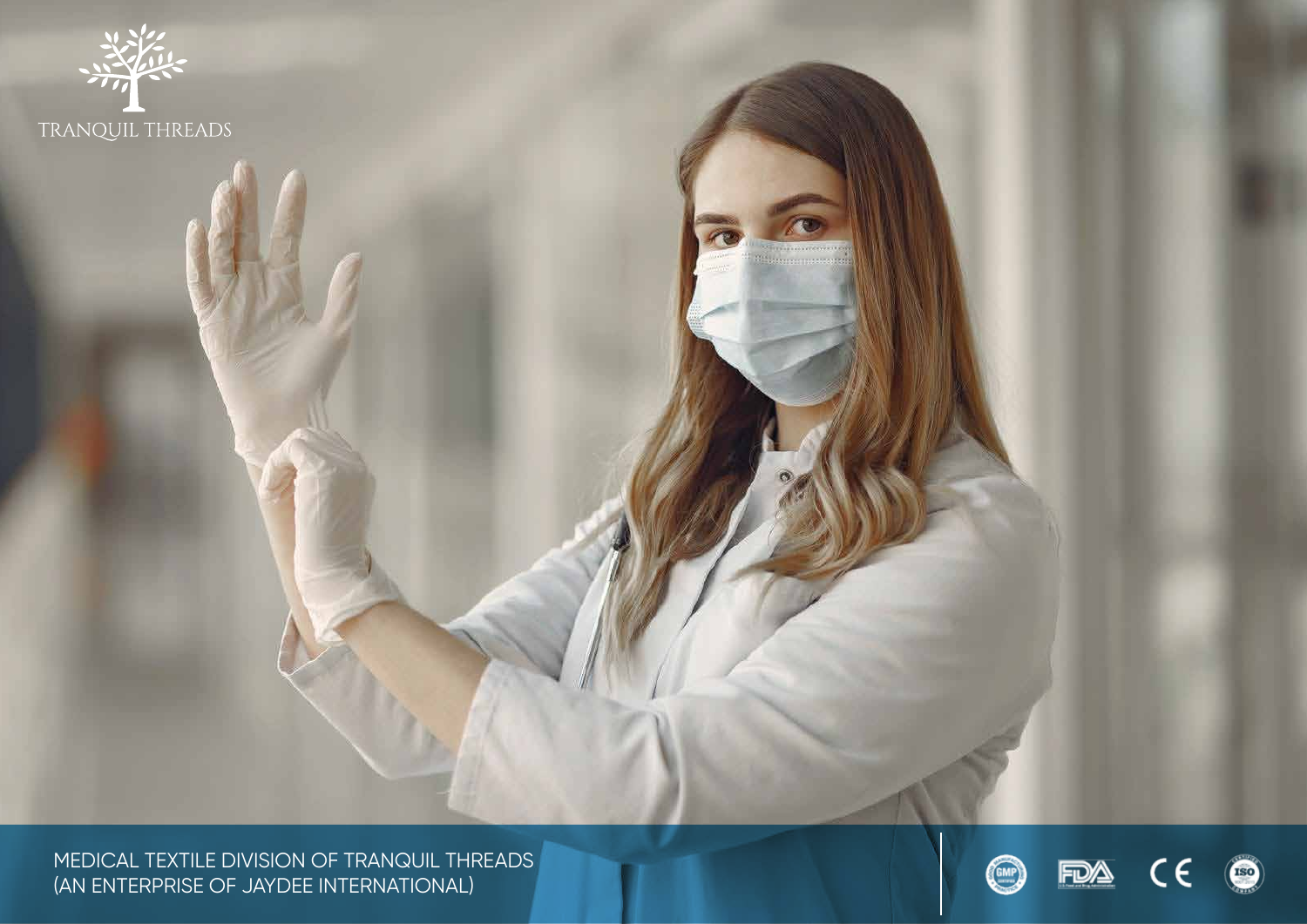TRANQUIL THREADS

MEDICAL TEXTILE DIVISION OF TRANQUIL THREADS
(AN ENTERPRISE OF JAYDEE INTERNATIONAL)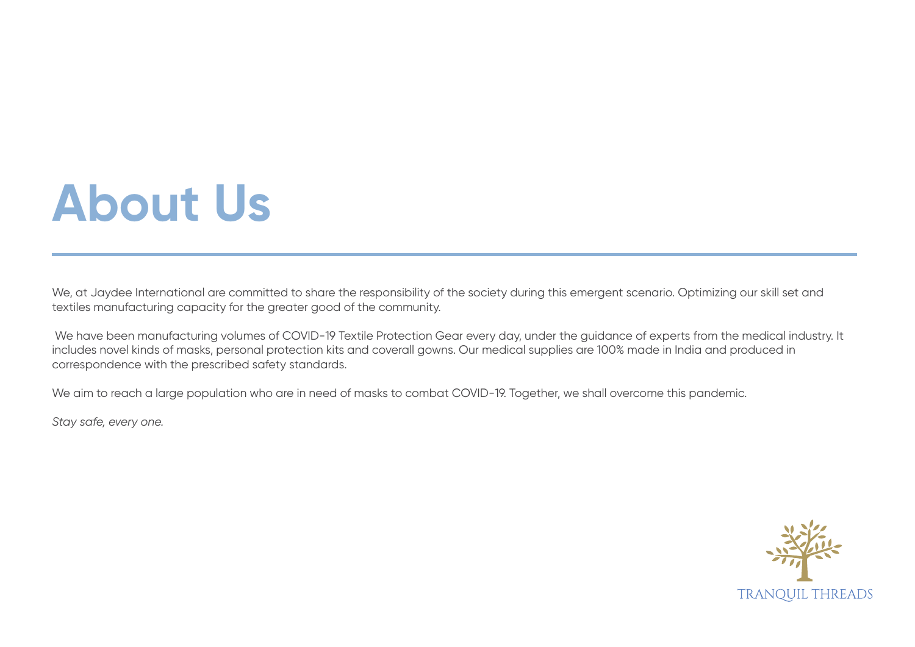# About Us

We, at Jaydee International are committed to share the responsibility of the society during this emergent scenario. Optimizing our skill set and textiles manufacturing capacity for the greater good of the community.

We have been manufacturing volumes of COVID-19 Textile Protection Gear every day, under the guidance of experts from the medical industry. It includes novel kinds of masks, personal protection kits and coverall gowns. Our medical supplies are 100% made in India and produced in correspondence with the prescribed safety standards.

We aim to reach a large population who are in need of masks to combat COVID-19. Together, we shall overcome this pandemic.

*Stay safe, every one.*

TRANQUIL THREADS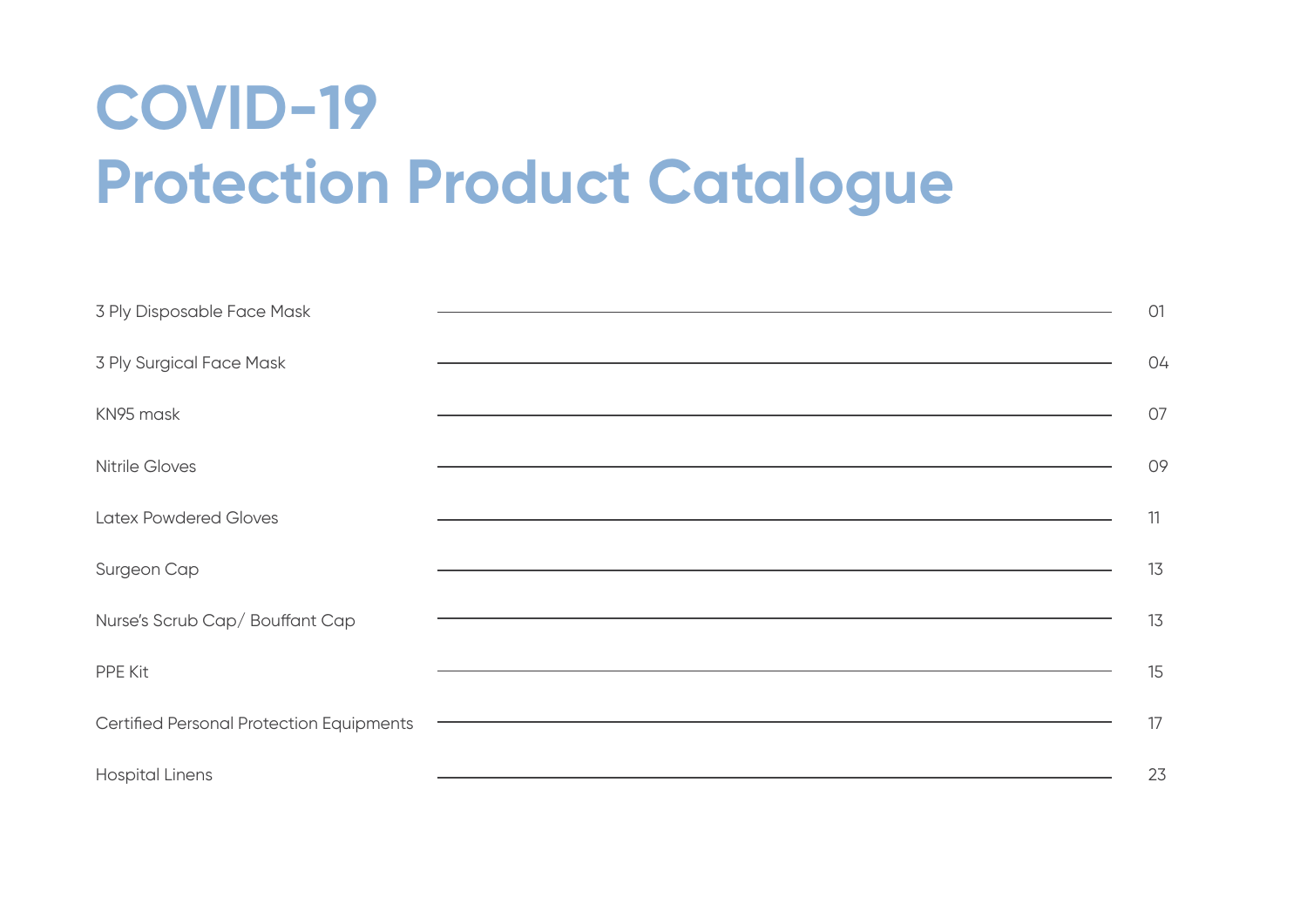# COVID-19
# Protection Product Catalogue

| | |
|---|---|
| 3 Ply Disposable Face Mask | 01 |
| 3 Ply Surgical Face Mask | 04 |
| KN95 mask | 07 |
| Nitrile Gloves | 09 |
| Latex Powdered Gloves | 11 |
| Surgeon Cap | 13 |
| Nurse's Scrub Cap/ Bouffant Cap | 13 |
| PPE Kit | 15 |
| Certified Personal Protection Equipments | 17 |
| Hospital Linens | 23 |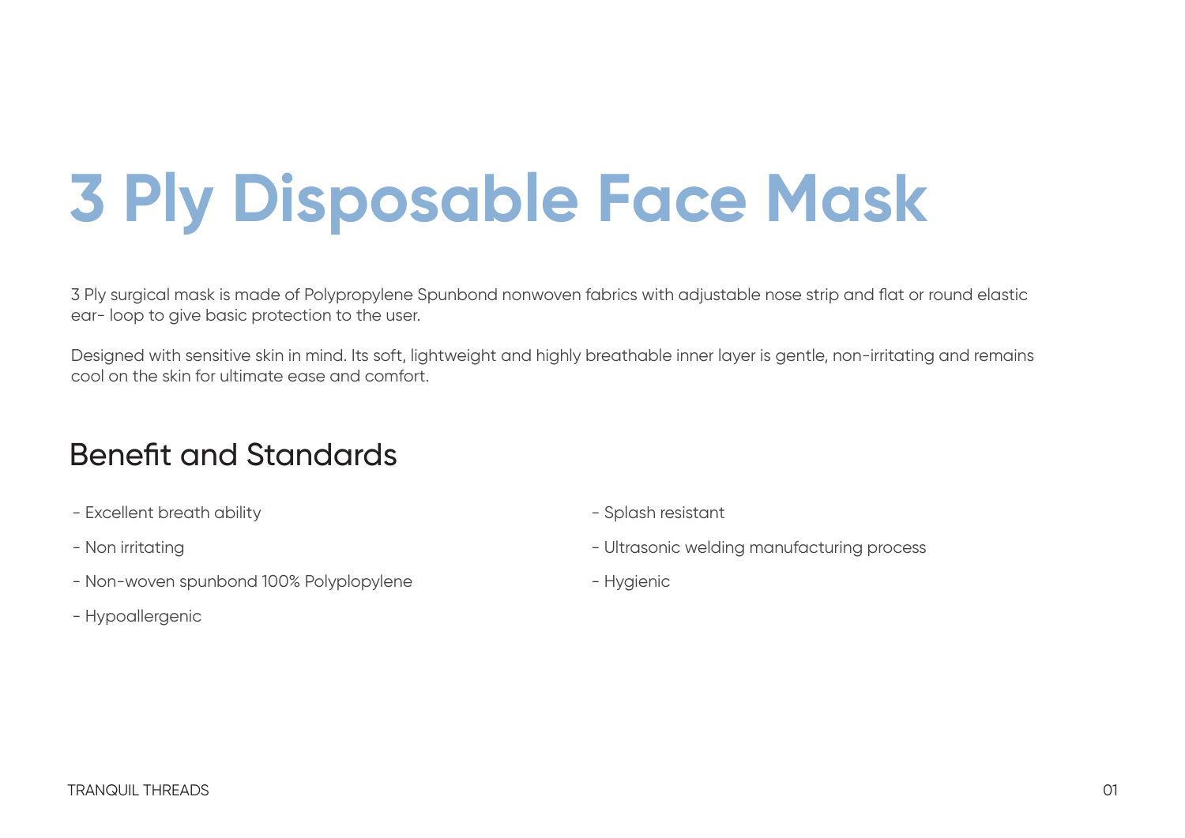# 3 Ply Disposable Face Mask

3 Ply surgical mask is made of Polypropylene Spunbond nonwoven fabrics with adjustable nose strip and flat or round elastic ear- loop to give basic protection to the user.

Designed with sensitive skin in mind. Its soft, lightweight and highly breathable inner layer is gentle, non-irritating and remains cool on the skin for ultimate ease and comfort.

## Benefit and Standards

- Excellent breath ability
- Non irritating
- Non-woven spunbond 100% Polyplopylene
- Hypoallergenic
- Splash resistant
- Ultrasonic welding manufacturing process
- Hygienic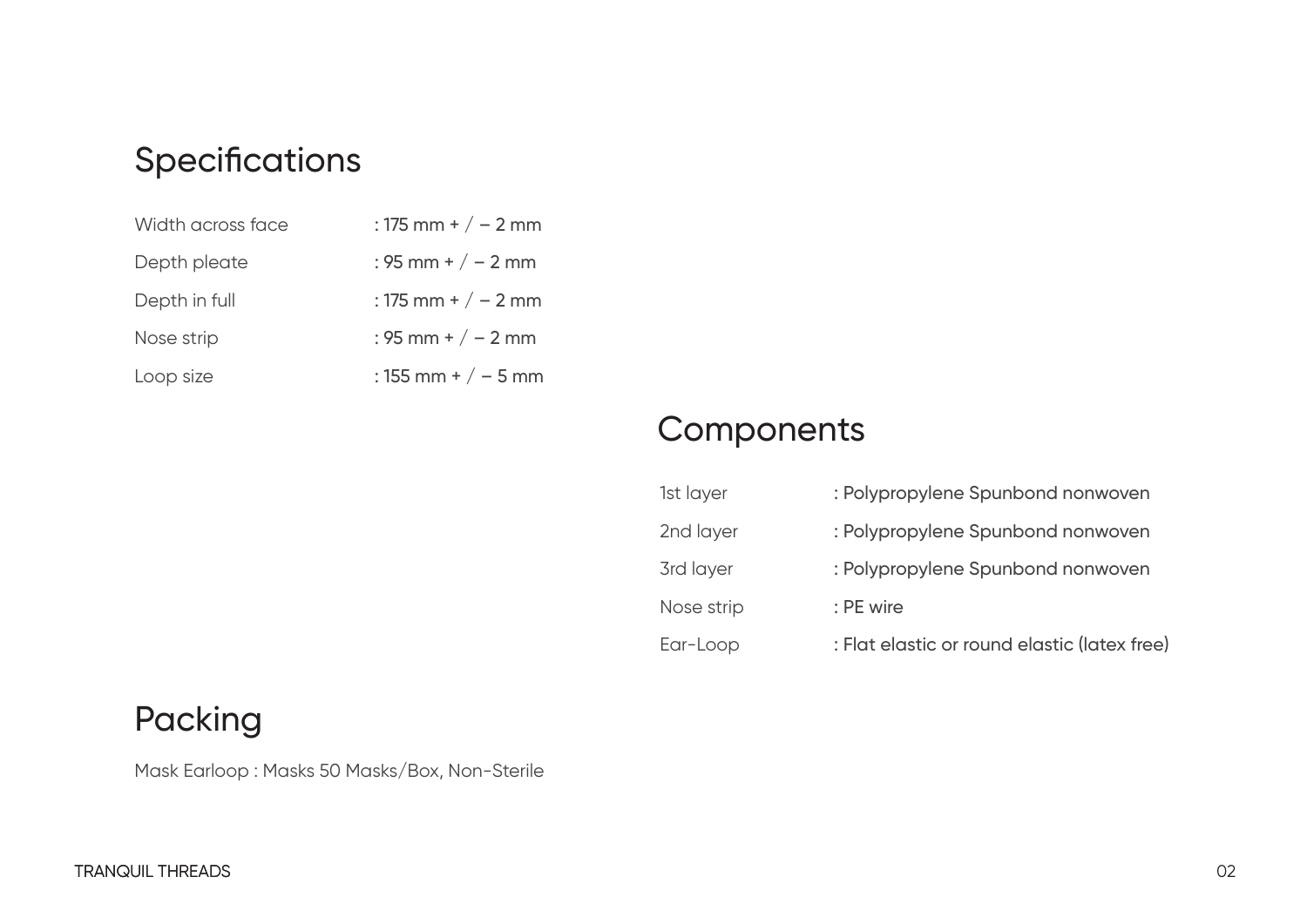## Specifications

| | |
|---|---|
| Width across face | : 175 mm + / – 2 mm |
| Depth pleate | : 95 mm + / – 2 mm |
| Depth in full | : 175 mm + / – 2 mm |
| Nose strip | : 95 mm + / – 2 mm |
| Loop size | : 155 mm + / – 5 mm |

## Components

| | |
|---|---|
| 1st layer | : Polypropylene Spunbond nonwoven |
| 2nd layer | : Polypropylene Spunbond nonwoven |
| 3rd layer | : Polypropylene Spunbond nonwoven |
| Nose strip | : PE wire |
| Ear-Loop | : Flat elastic or round elastic (latex free) |

## Packing

Mask Earloop : Masks 50 Masks/Box, Non-Sterile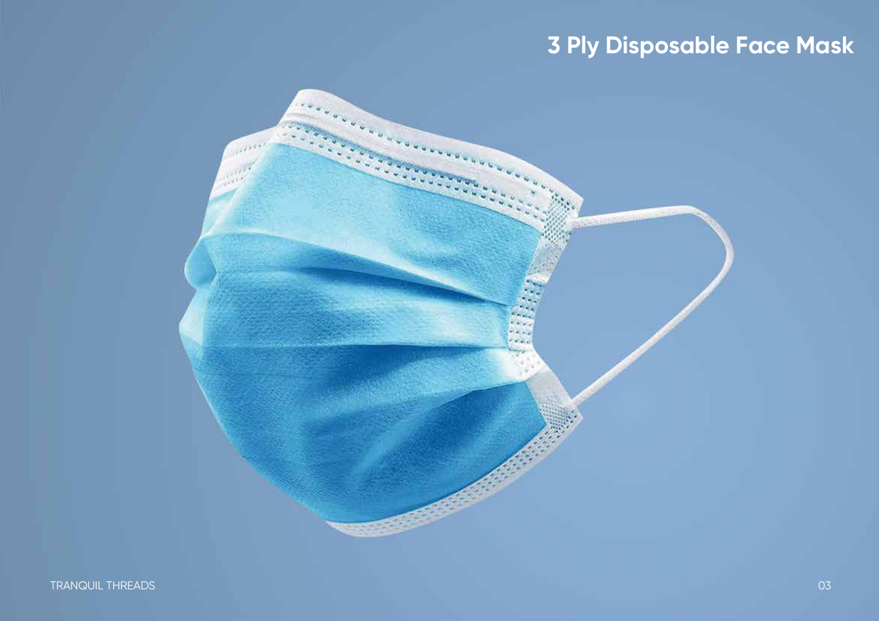# 3 Ply Disposable Face Mask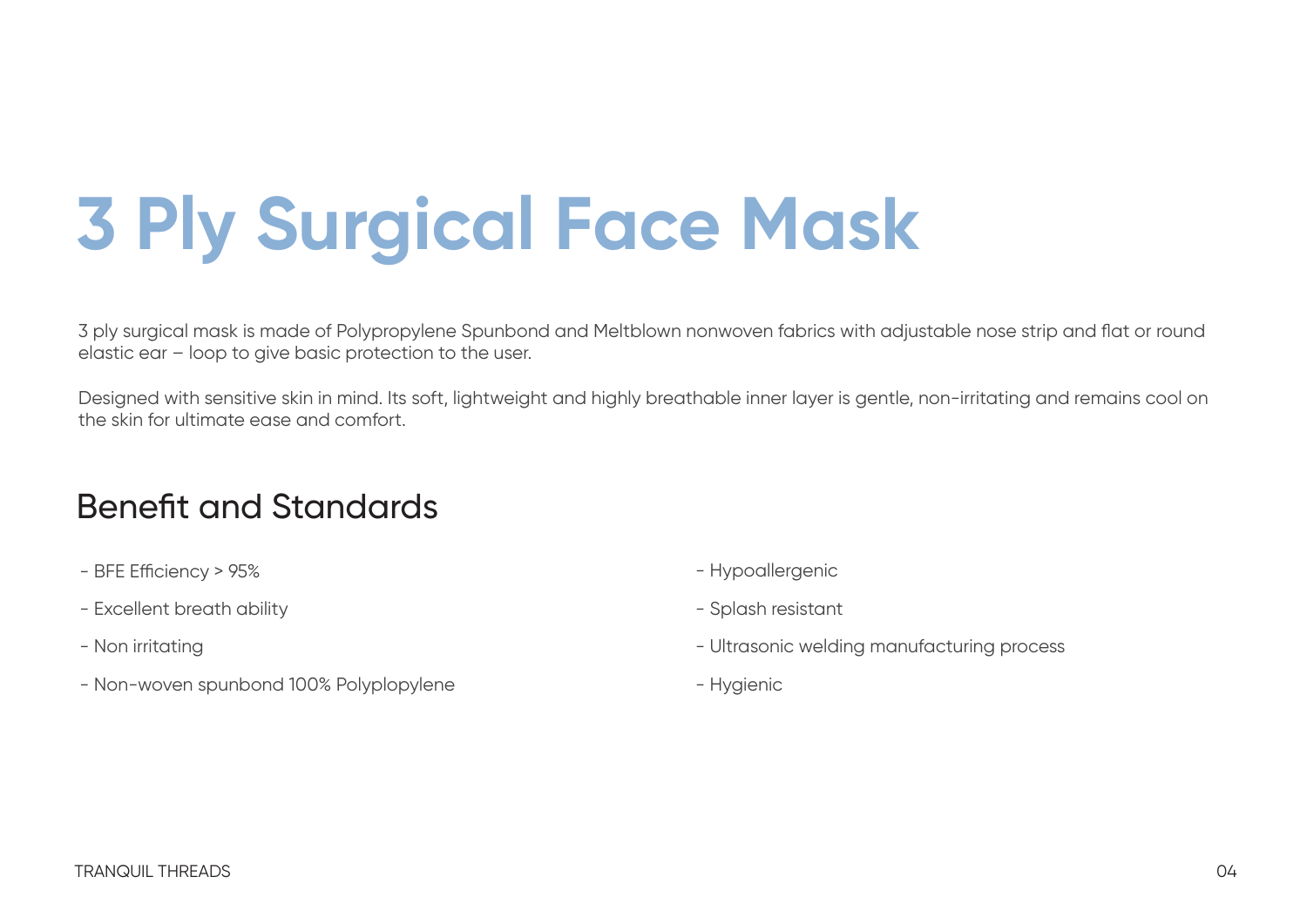# 3 Ply Surgical Face Mask

3 ply surgical mask is made of Polypropylene Spunbond and Meltblown nonwoven fabrics with adjustable nose strip and flat or round elastic ear – loop to give basic protection to the user.

Designed with sensitive skin in mind. Its soft, lightweight and highly breathable inner layer is gentle, non-irritating and remains cool on the skin for ultimate ease and comfort.

## Benefit and Standards

- BFE Efficiency > 95%
- Excellent breath ability
- Non irritating
- Non-woven spunbond 100% Polyplopylene
- Hypoallergenic
- Splash resistant
- Ultrasonic welding manufacturing process
- Hygienic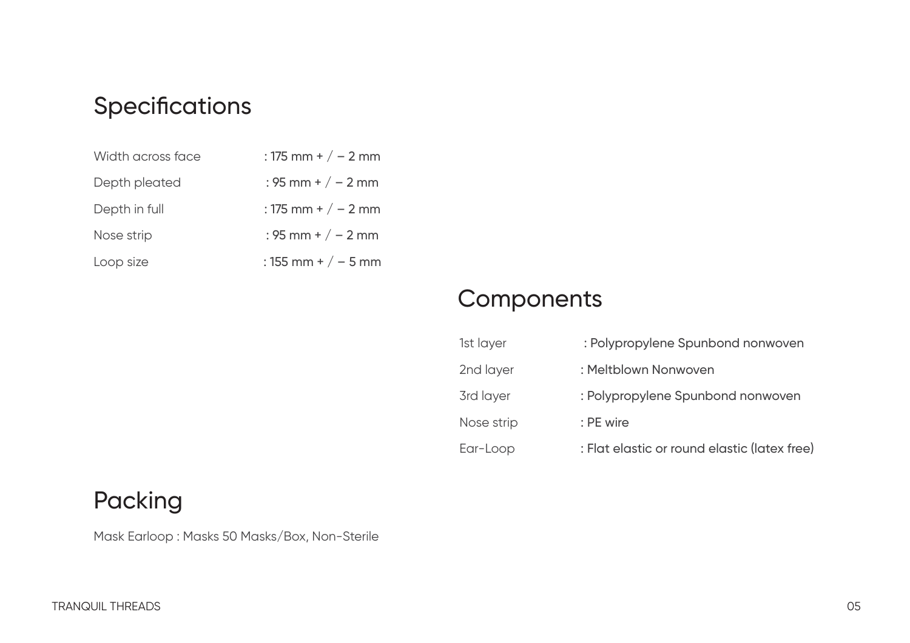## Specifications

| | |
|---|---|
| Width across face | : 175 mm + / – 2 mm |
| Depth pleated | : 95 mm + / – 2 mm |
| Depth in full | : 175 mm + / – 2 mm |
| Nose strip | : 95 mm + / – 2 mm |
| Loop size | : 155 mm + / – 5 mm |

## Components

| | |
|---|---|
| 1st layer | : Polypropylene Spunbond nonwoven |
| 2nd layer | : Meltblown Nonwoven |
| 3rd layer | : Polypropylene Spunbond nonwoven |
| Nose strip | : PE wire |
| Ear-Loop | : Flat elastic or round elastic (latex free) |

## Packing

Mask Earloop : Masks 50 Masks/Box, Non-Sterile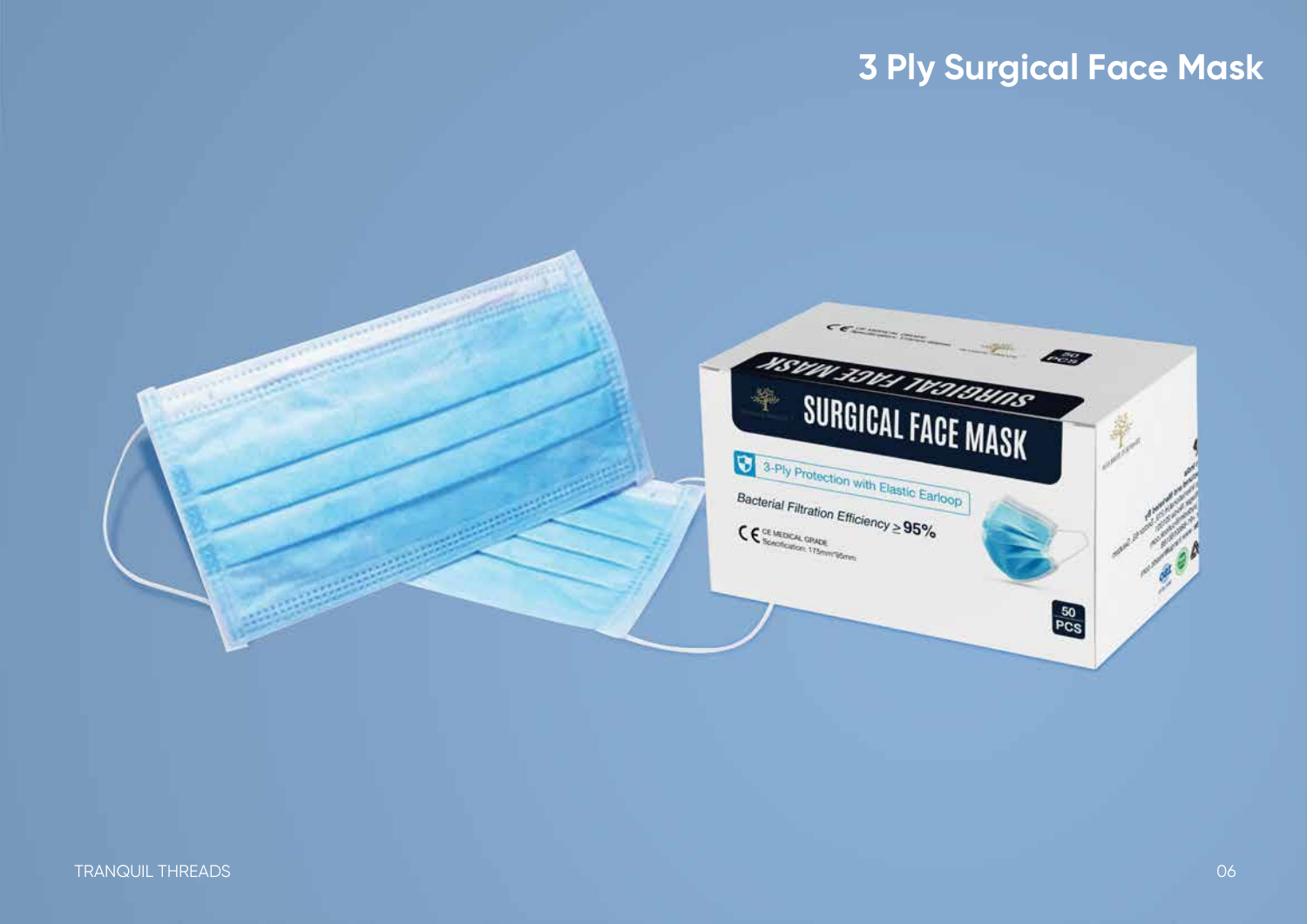# 3 Ply Surgical Face Mask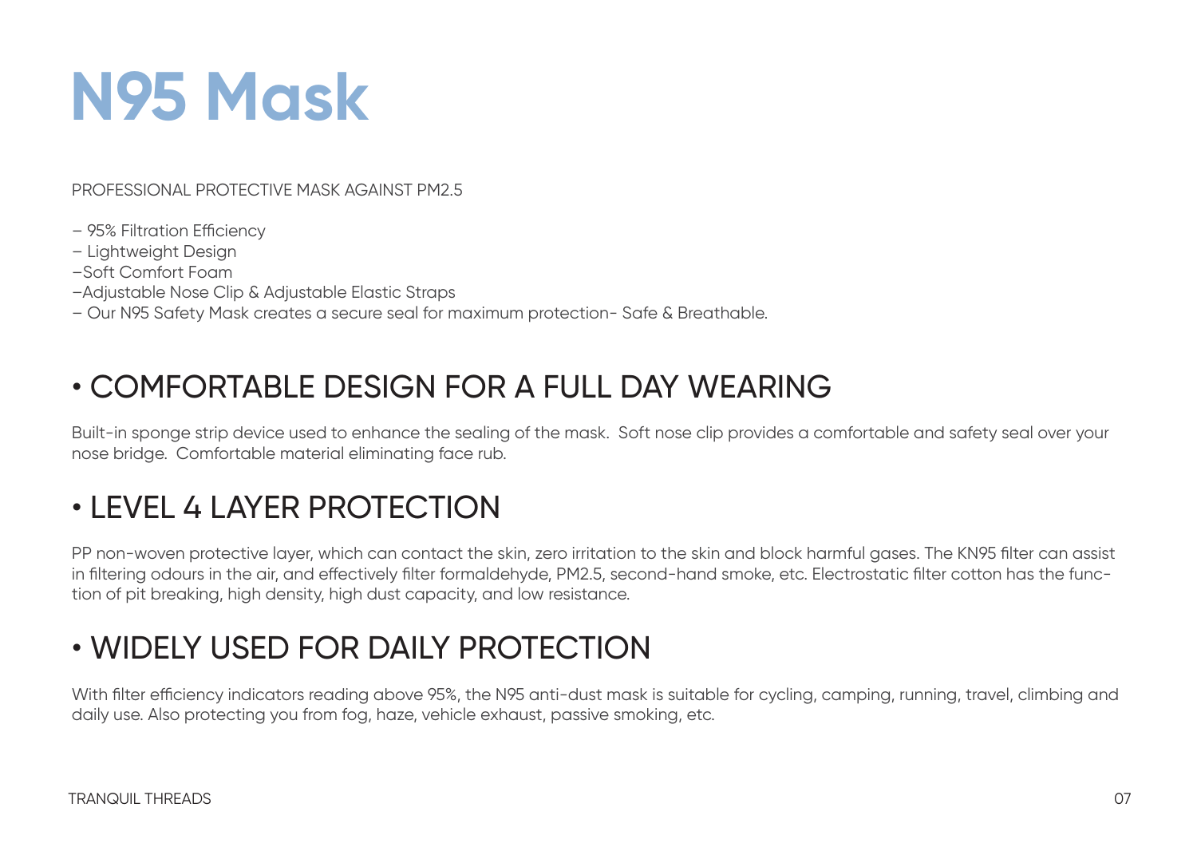# N95 Mask

PROFESSIONAL PROTECTIVE MASK AGAINST PM2.5

– 95% Filtration Efficiency
– Lightweight Design
–Soft Comfort Foam
–Adjustable Nose Clip & Adjustable Elastic Straps
– Our N95 Safety Mask creates a secure seal for maximum protection- Safe & Breathable.

## • COMFORTABLE DESIGN FOR A FULL DAY WEARING

Built-in sponge strip device used to enhance the sealing of the mask. Soft nose clip provides a comfortable and safety seal over your nose bridge. Comfortable material eliminating face rub.

## • LEVEL 4 LAYER PROTECTION

PP non-woven protective layer, which can contact the skin, zero irritation to the skin and block harmful gases. The KN95 filter can assist in filtering odours in the air, and effectively filter formaldehyde, PM2.5, second-hand smoke, etc. Electrostatic filter cotton has the function of pit breaking, high density, high dust capacity, and low resistance.

## • WIDELY USED FOR DAILY PROTECTION

With filter efficiency indicators reading above 95%, the N95 anti-dust mask is suitable for cycling, camping, running, travel, climbing and daily use. Also protecting you from fog, haze, vehicle exhaust, passive smoking, etc.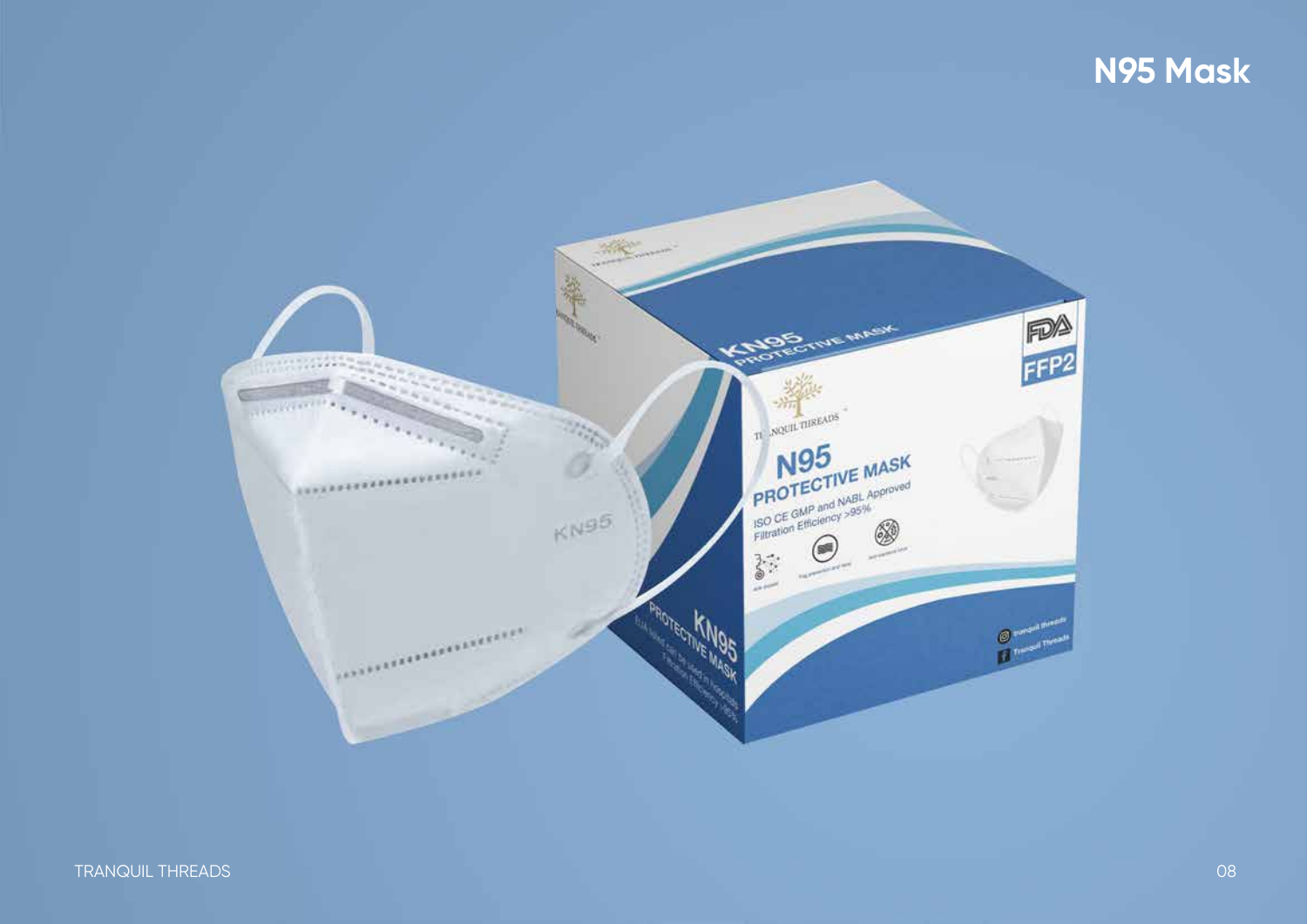# N95 Mask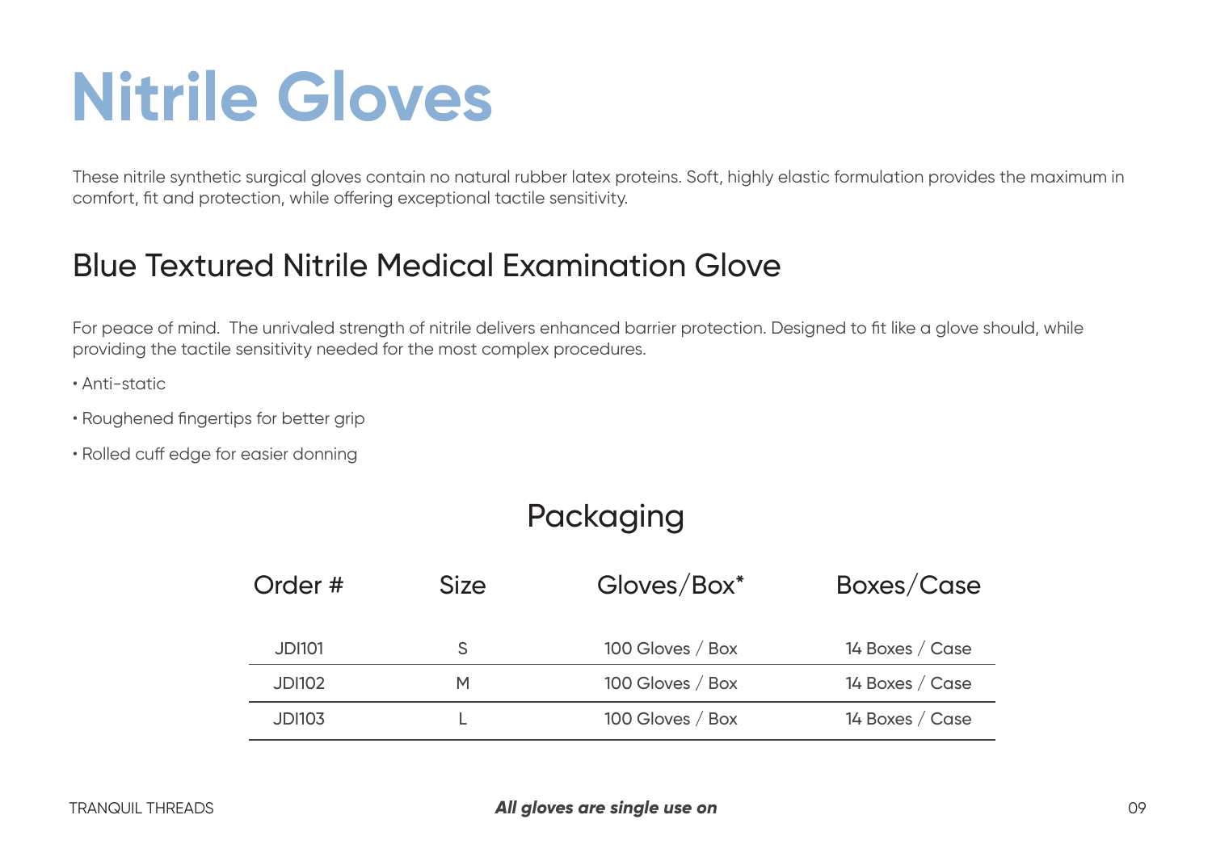# Nitrile Gloves

These nitrile synthetic surgical gloves contain no natural rubber latex proteins. Soft, highly elastic formulation provides the maximum in comfort, fit and protection, while offering exceptional tactile sensitivity.

## Blue Textured Nitrile Medical Examination Glove

For peace of mind. The unrivaled strength of nitrile delivers enhanced barrier protection. Designed to fit like a glove should, while providing the tactile sensitivity needed for the most complex procedures.

- Anti-static
- Roughened fingertips for better grip
- Rolled cuff edge for easier donning

### Packaging

| Order # | Size | Gloves/Box* | Boxes/Case |
|---|---|---|---|
| JDI101 | S | 100 Gloves / Box | 14 Boxes / Case |
| JDI102 | M | 100 Gloves / Box | 14 Boxes / Case |
| JDI103 | L | 100 Gloves / Box | 14 Boxes / Case |

***All gloves are single use on***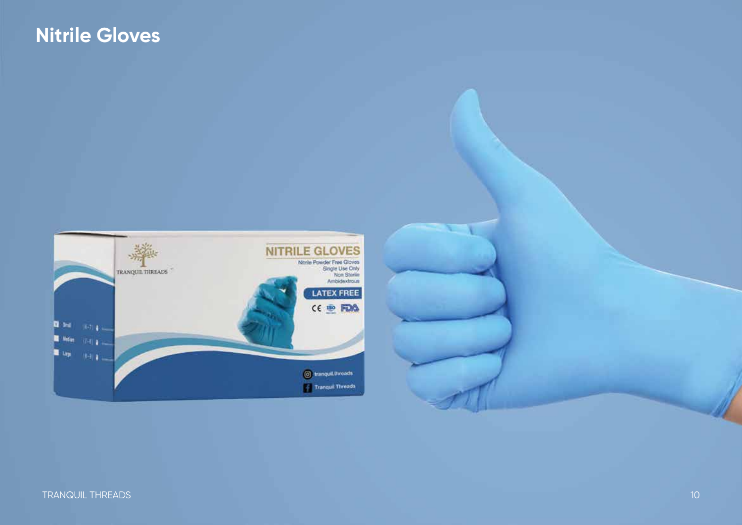# Nitrile Gloves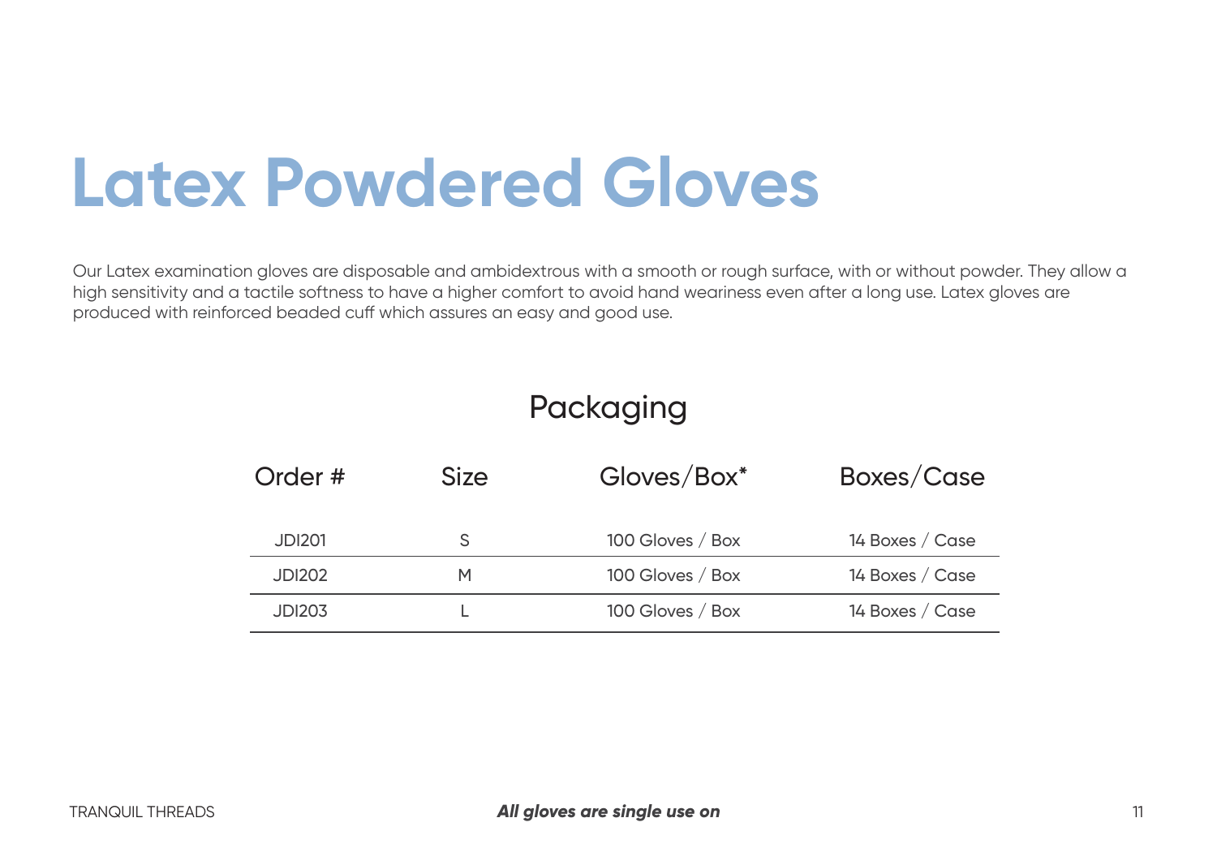# Latex Powdered Gloves

Our Latex examination gloves are disposable and ambidextrous with a smooth or rough surface, with or without powder. They allow a high sensitivity and a tactile softness to have a higher comfort to avoid hand weariness even after a long use. Latex gloves are produced with reinforced beaded cuff which assures an easy and good use.

## Packaging

| Order # | Size | Gloves/Box* | Boxes/Case |
|---|---|---|---|
| JDI201 | S | 100 Gloves / Box | 14 Boxes / Case |
| JDI202 | M | 100 Gloves / Box | 14 Boxes / Case |
| JDI203 | L | 100 Gloves / Box | 14 Boxes / Case |

***All gloves are single use on***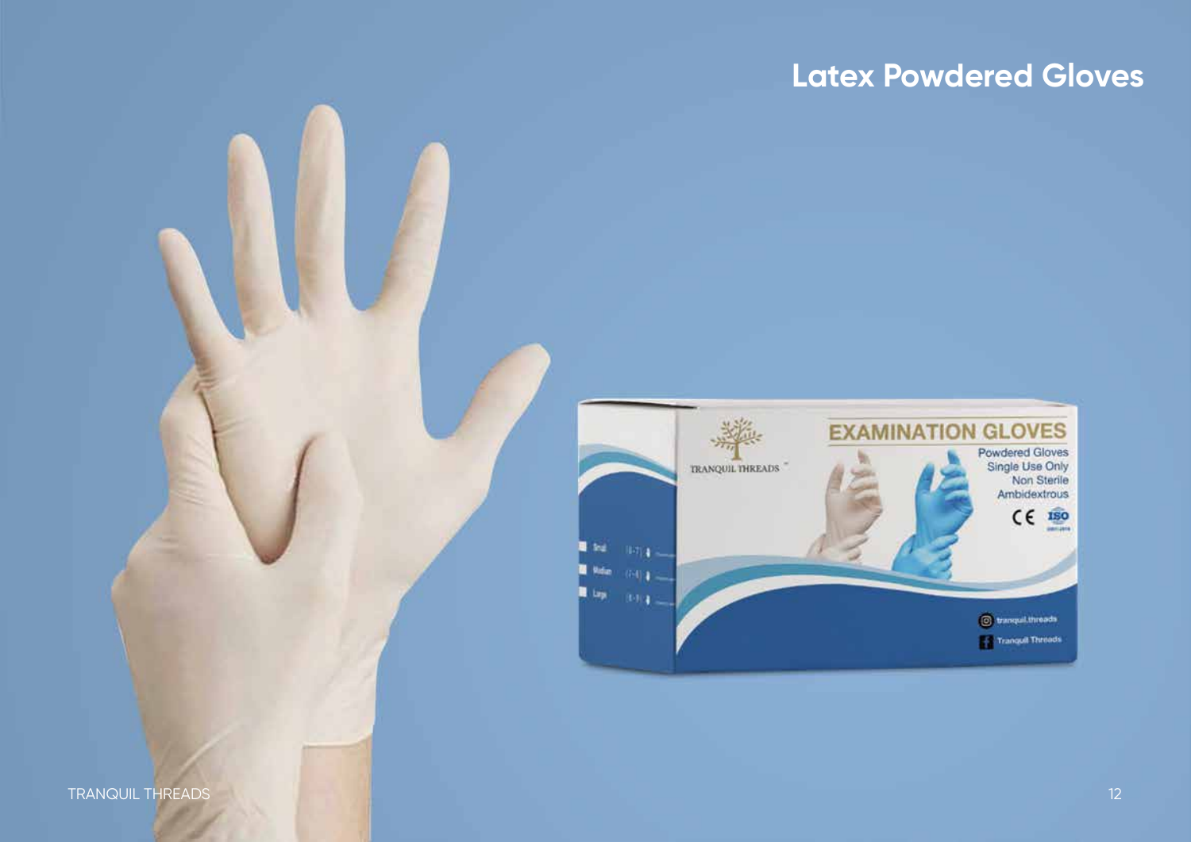## Latex Powdered Gloves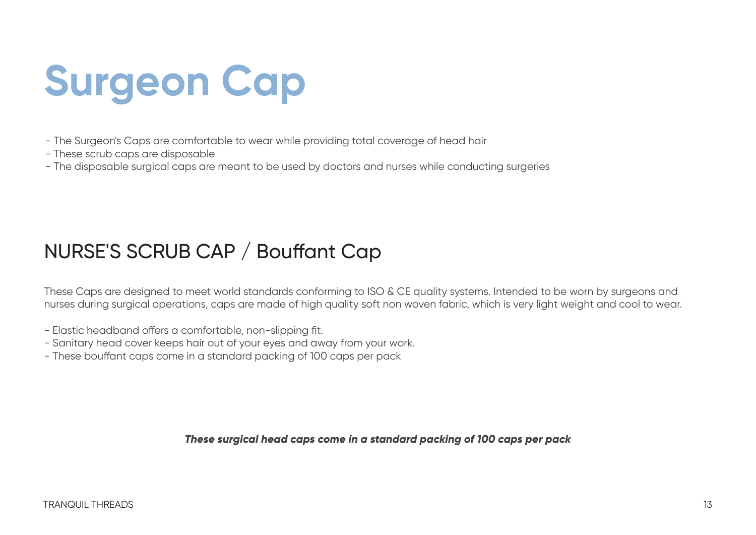# Surgeon Cap

- The Surgeon's Caps are comfortable to wear while providing total coverage of head hair
- These scrub caps are disposable
- The disposable surgical caps are meant to be used by doctors and nurses while conducting surgeries

## NURSE'S SCRUB CAP / Bouffant Cap

These Caps are designed to meet world standards conforming to ISO & CE quality systems. Intended to be worn by surgeons and nurses during surgical operations, caps are made of high quality soft non woven fabric, which is very light weight and cool to wear.

- Elastic headband offers a comfortable, non-slipping fit.
- Sanitary head cover keeps hair out of your eyes and away from your work.
- These bouffant caps come in a standard packing of 100 caps per pack

***These surgical head caps come in a standard packing of 100 caps per pack***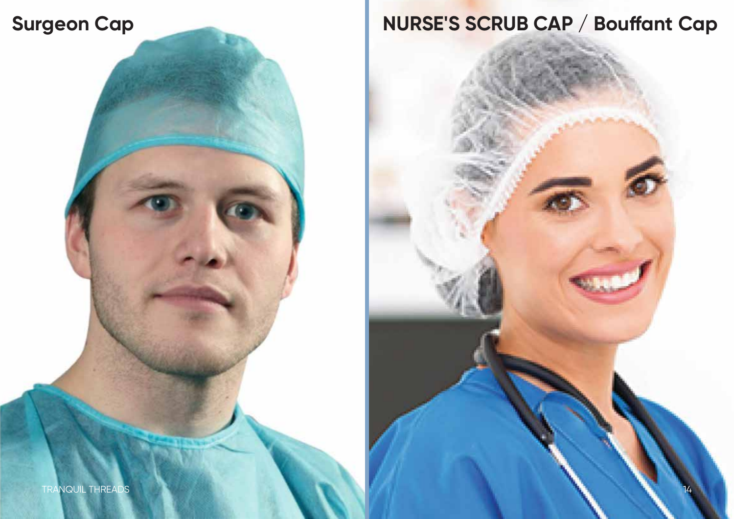## Surgeon Cap

## NURSE'S SCRUB CAP / Bouffant Cap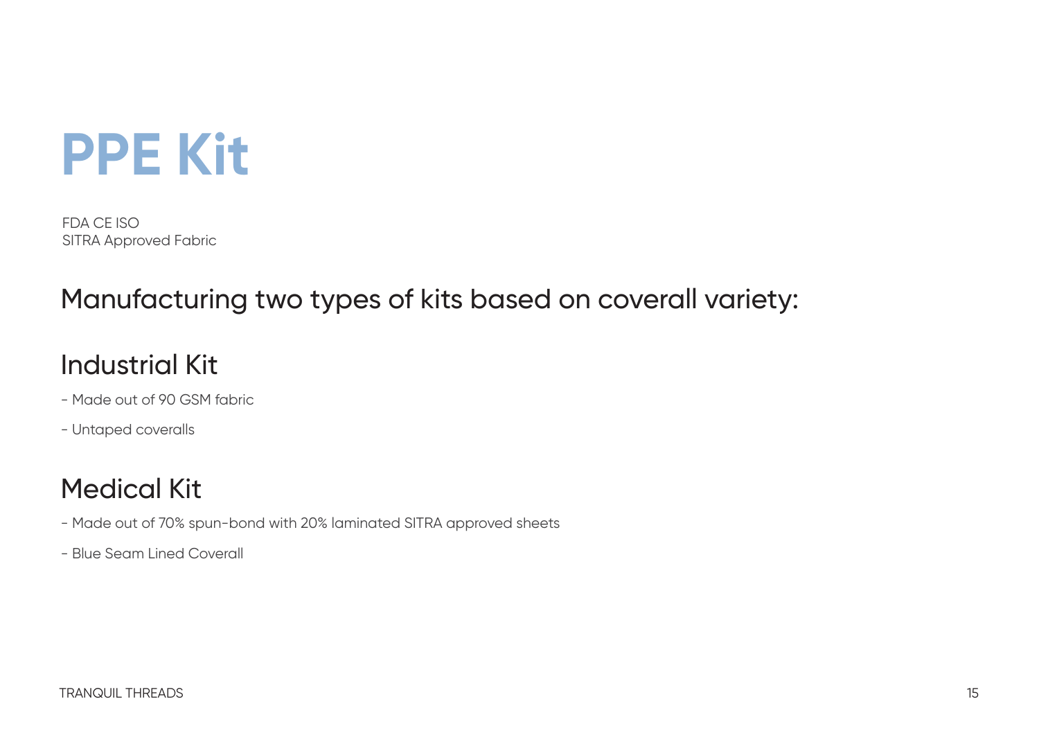# PPE Kit

FDA CE ISO
SITRA Approved Fabric

## Manufacturing two types of kits based on coverall variety:

### Industrial Kit

- Made out of 90 GSM fabric
- Untaped coveralls

### Medical Kit

- Made out of 70% spun-bond with 20% laminated SITRA approved sheets
- Blue Seam Lined Coverall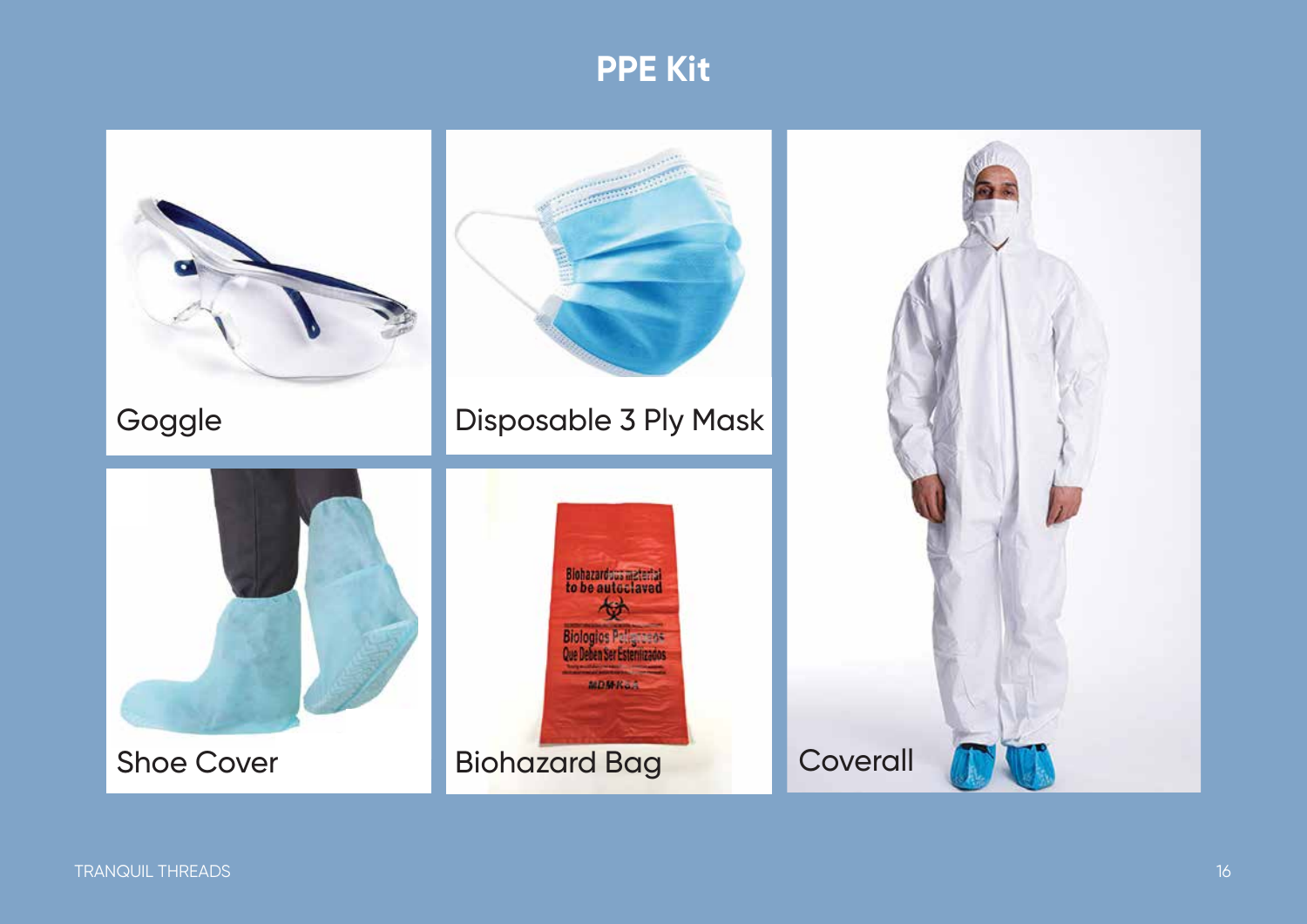# PPE Kit

Goggle

Disposable 3 Ply Mask

Shoe Cover

Biohazard Bag

Coverall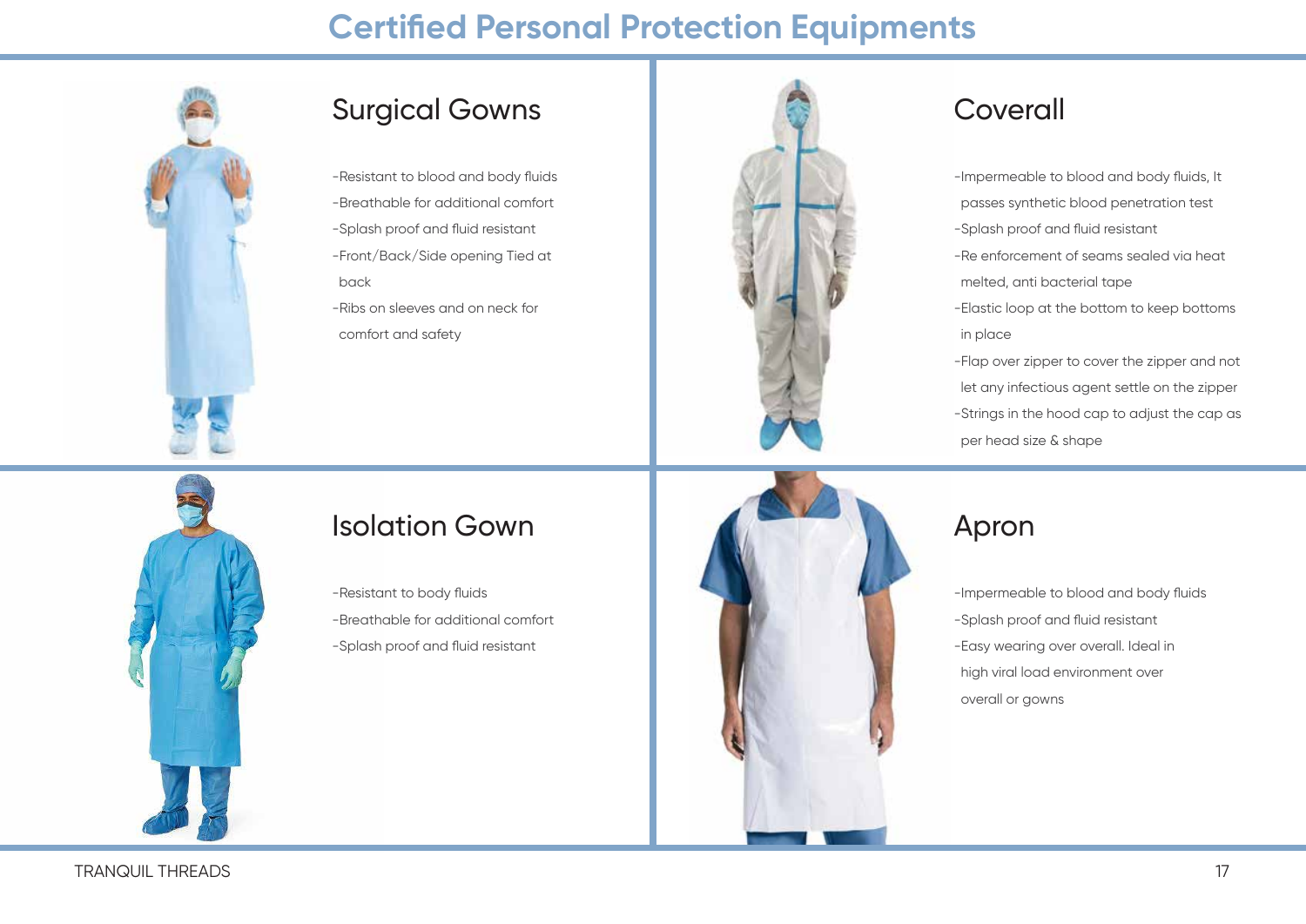# Certified Personal Protection Equipments

## Surgical Gowns

- Resistant to blood and body fluids
- Breathable for additional comfort
- Splash proof and fluid resistant
- Front/Back/Side opening Tied at back
- Ribs on sleeves and on neck for comfort and safety

## Coverall

- Impermeable to blood and body fluids, It passes synthetic blood penetration test
- Splash proof and fluid resistant
- Re enforcement of seams sealed via heat melted, anti bacterial tape
- Elastic loop at the bottom to keep bottoms in place
- Flap over zipper to cover the zipper and not let any infectious agent settle on the zipper
- Strings in the hood cap to adjust the cap as per head size & shape

## Isolation Gown

- Resistant to body fluids
- Breathable for additional comfort
- Splash proof and fluid resistant

## Apron

- Impermeable to blood and body fluids
- Splash proof and fluid resistant
- Easy wearing over overall. Ideal in high viral load environment over overall or gowns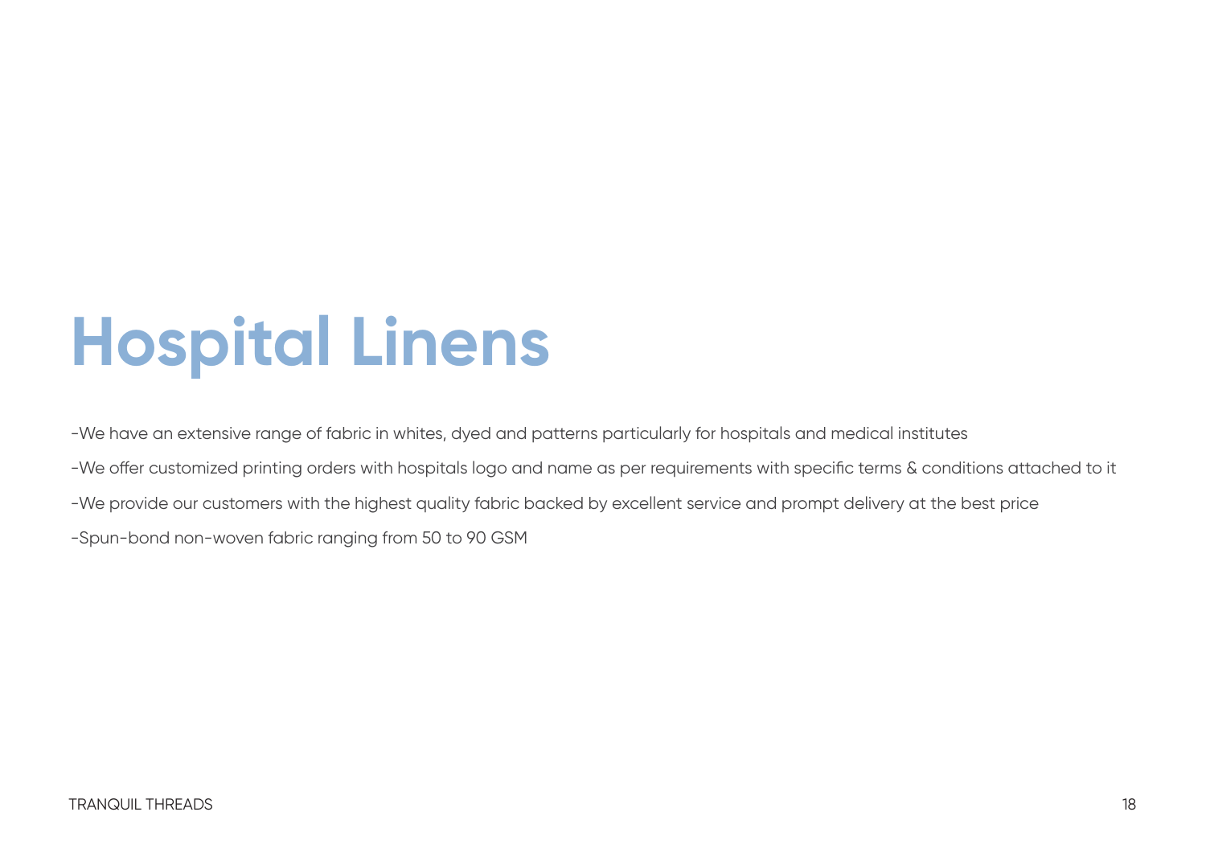# Hospital Linens

-We have an extensive range of fabric in whites, dyed and patterns particularly for hospitals and medical institutes

-We offer customized printing orders with hospitals logo and name as per requirements with specific terms & conditions attached to it

-We provide our customers with the highest quality fabric backed by excellent service and prompt delivery at the best price

-Spun-bond non-woven fabric ranging from 50 to 90 GSM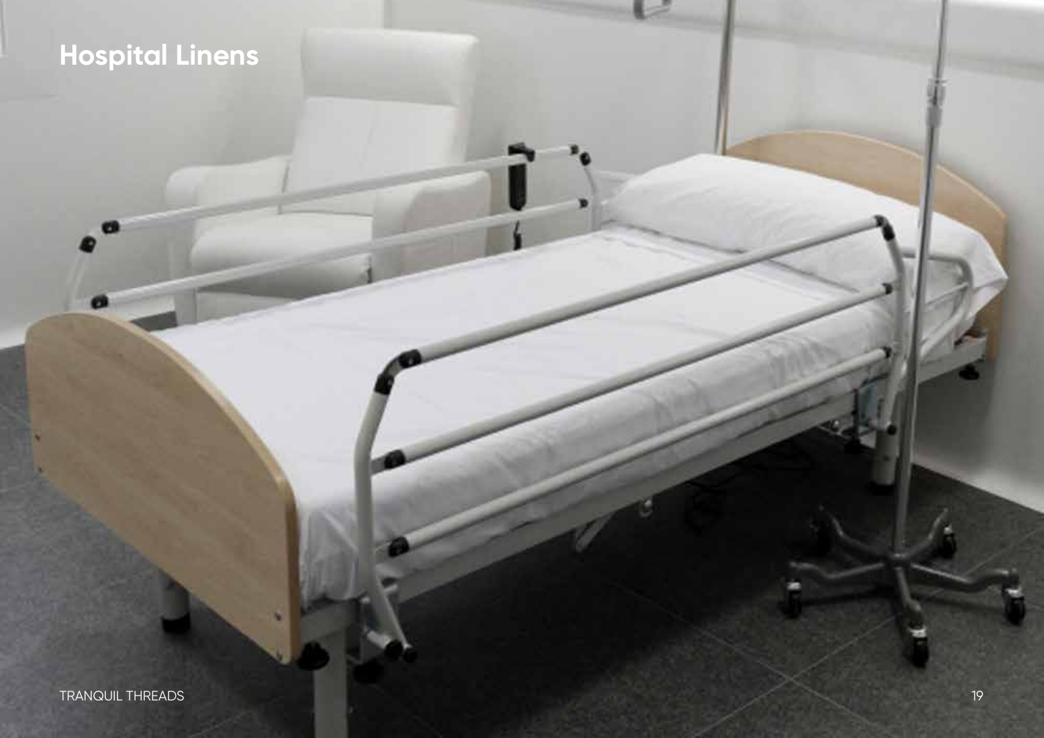# Hospital Linens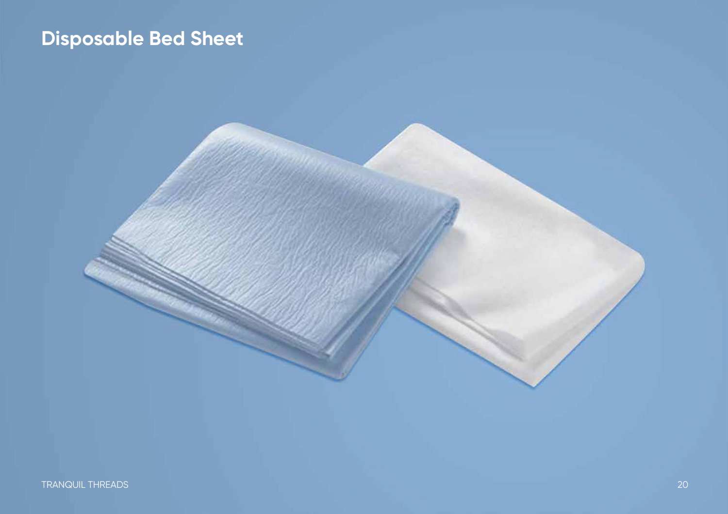# Disposable Bed Sheet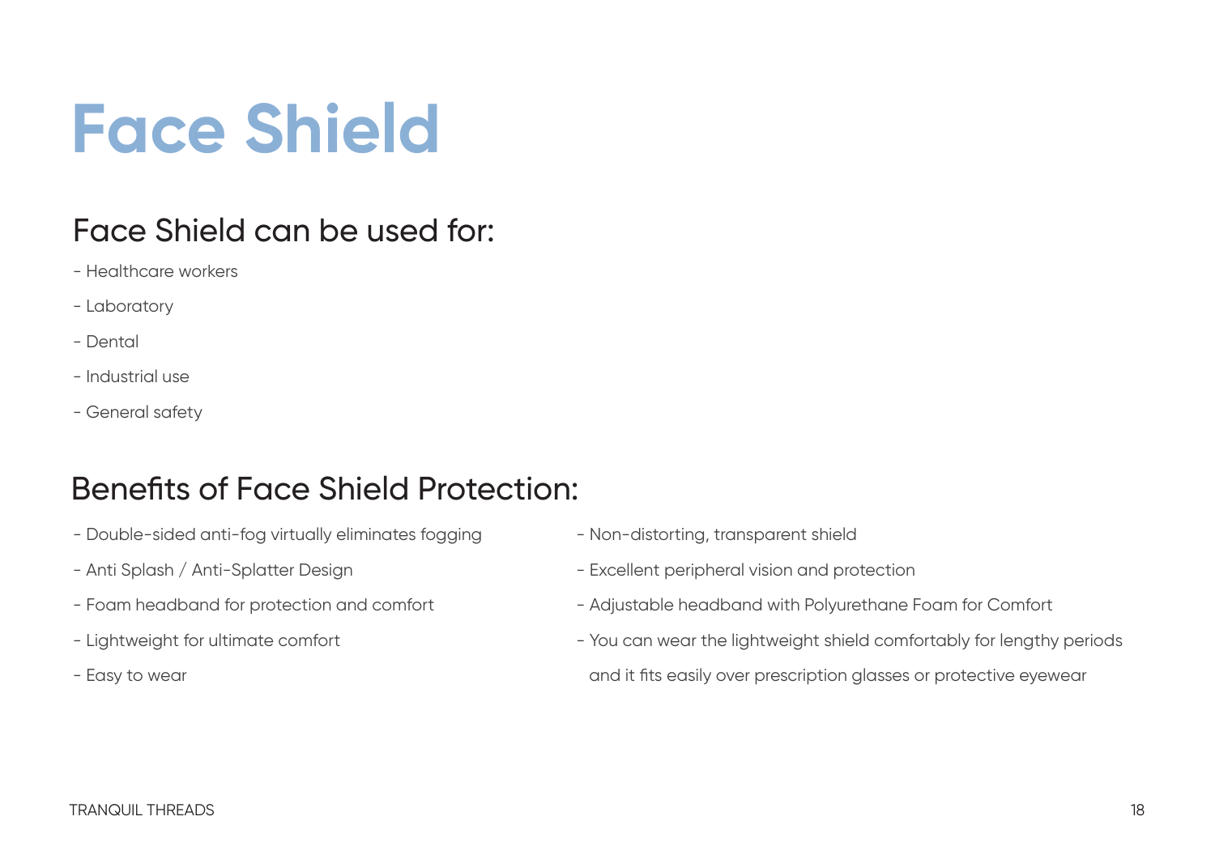# Face Shield

## Face Shield can be used for:

- Healthcare workers
- Laboratory
- Dental
- Industrial use
- General safety

## Benefits of Face Shield Protection:

- Double-sided anti-fog virtually eliminates fogging
- Anti Splash / Anti-Splatter Design
- Foam headband for protection and comfort
- Lightweight for ultimate comfort
- Easy to wear
- Non-distorting, transparent shield
- Excellent peripheral vision and protection
- Adjustable headband with Polyurethane Foam for Comfort
- You can wear the lightweight shield comfortably for lengthy periods and it fits easily over prescription glasses or protective eyewear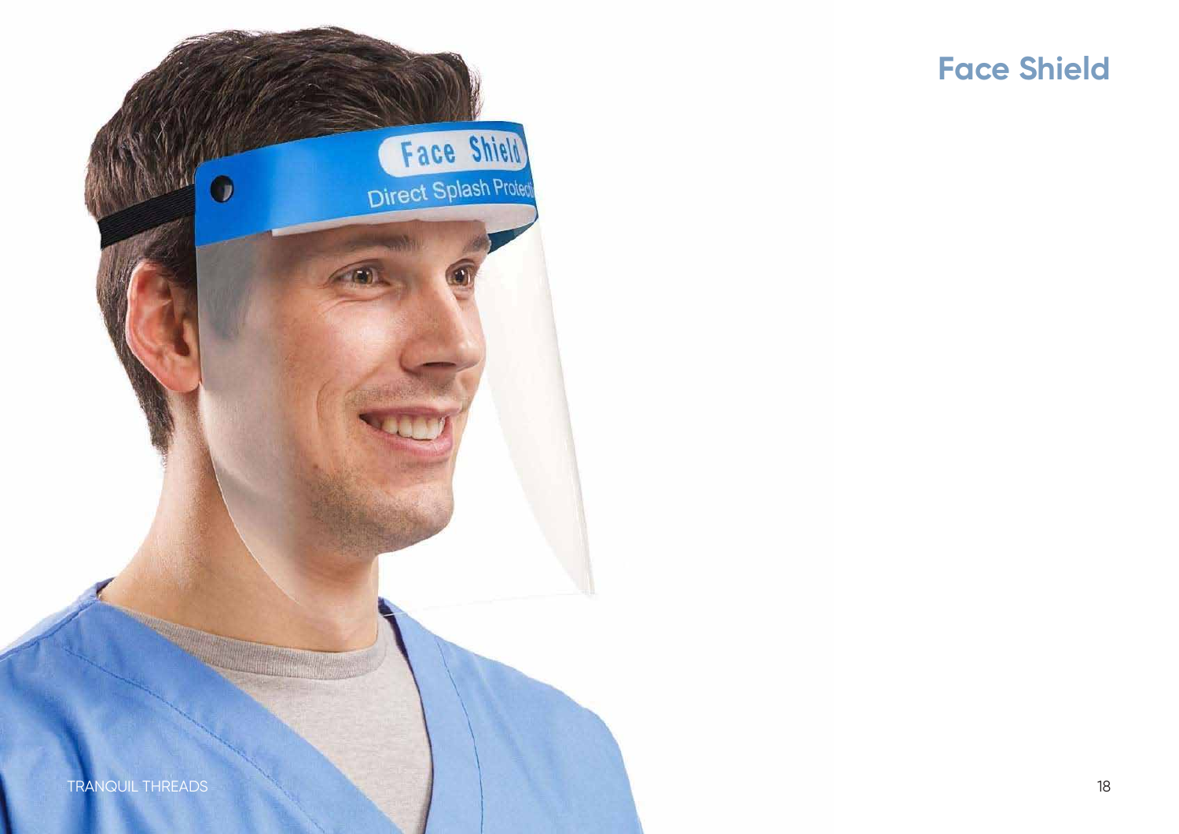# Face Shield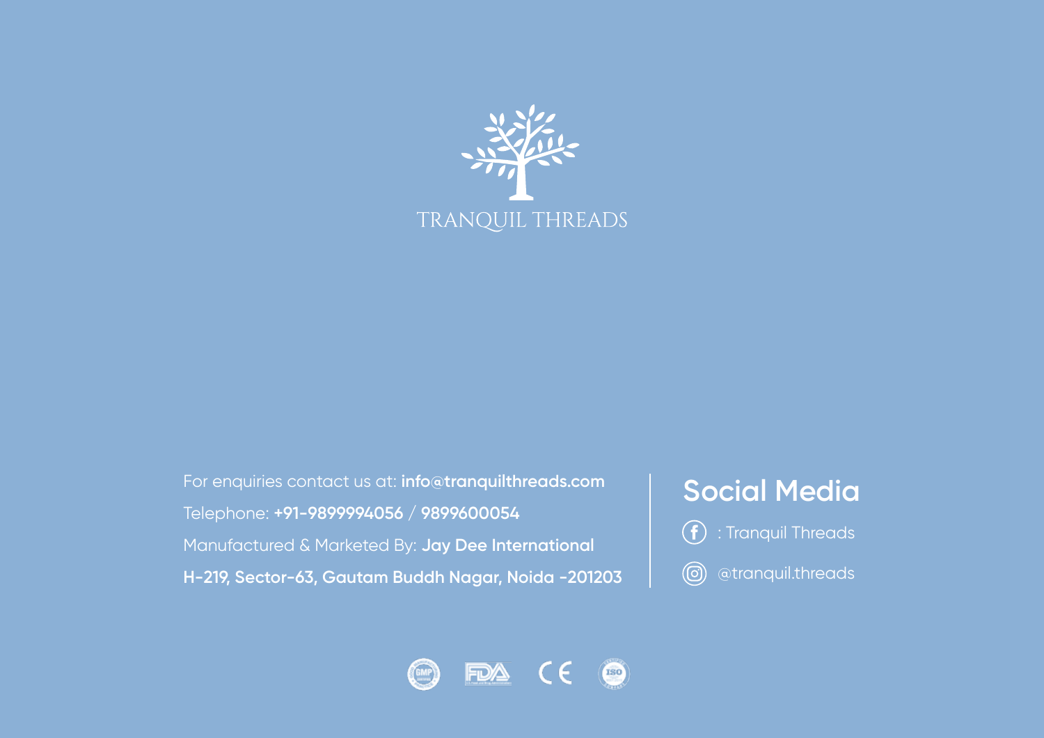TRANQUIL THREADS

For enquiries contact us at: **info@tranquilthreads.com**

Telephone: **+91-9899994056** / **9899600054**

Manufactured & Marketed By: **Jay Dee International**

**H-219, Sector-63, Gautam Buddh Nagar, Noida -201203**

## Social Media

: Tranquil Threads

@tranquil.threads